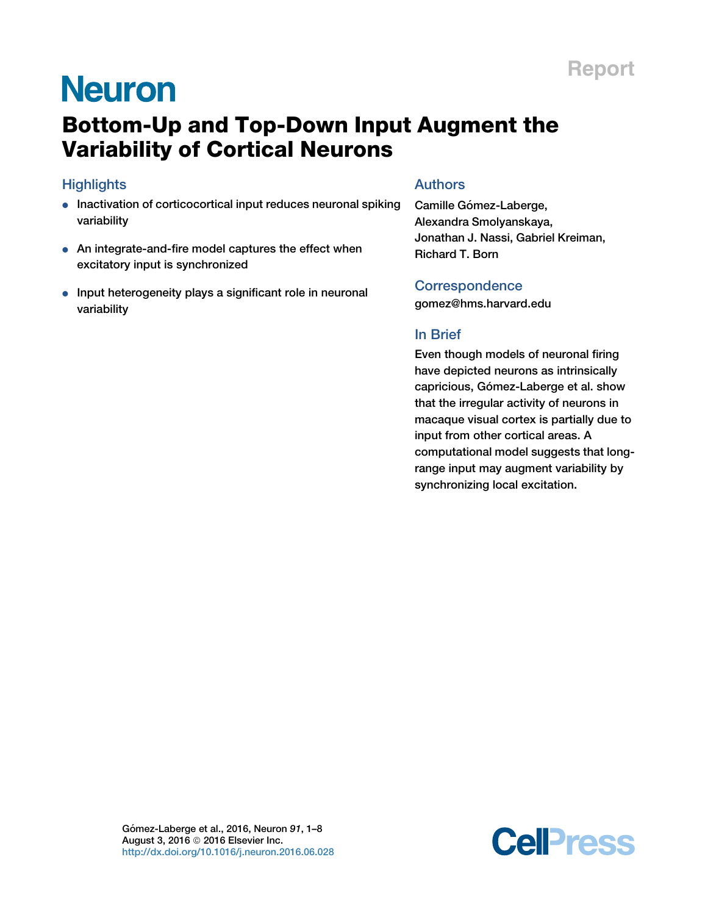Report

# Bottom-Up and Top-Down Input Augment the Variability of Cortical Neurons

## Highlights

- Inactivation of corticocortical input reduces neuronal spiking variability
- An integrate-and-fire model captures the effect when excitatory input is synchronized
- Input heterogeneity plays a significant role in neuronal variability

## Authors

Camille Gómez-Laberge, Alexandra Smolyanskaya, Jonathan J. Nassi, Gabriel Kreiman, Richard T. Born

## Correspondence

gomez@hms.harvard.edu

## In Brief

Even though models of neuronal firing have depicted neurons as intrinsically capricious, Gómez-Laberge et al. show that the irregular activity of neurons in macaque visual cortex is partially due to input from other cortical areas. A computational model suggests that long-range input may augment variability by synchronizing local excitation.

Gómez-Laberge et al., 2016, Neuron *91*, 1–8
August 3, 2016 © 2016 Elsevier Inc.
http://dx.doi.org/10.1016/j.neuron.2016.06.028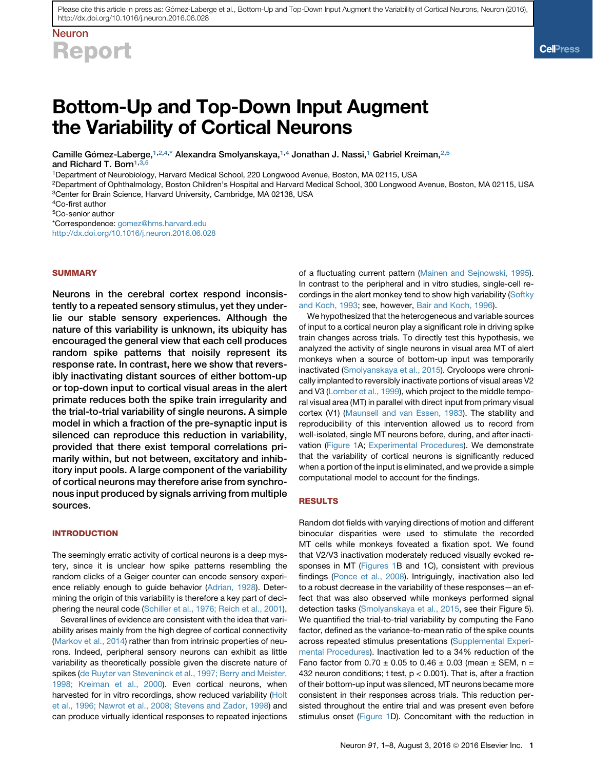# Bottom-Up and Top-Down Input Augment the Variability of Cortical Neurons

Camille Gómez-Laberge,[1,2,4,*] Alexandra Smolyanskaya,[1,4] Jonathan J. Nassi,[1] Gabriel Kreiman,[2,5] and Richard T. Born[1,3,5]

[1]Department of Neurobiology, Harvard Medical School, 220 Longwood Avenue, Boston, MA 02115, USA

[2]Department of Ophthalmology, Boston Children's Hospital and Harvard Medical School, 300 Longwood Avenue, Boston, MA 02115, USA

[3]Center for Brain Science, Harvard University, Cambridge, MA 02138, USA

[4]Co-first author

[5]Co-senior author

*Correspondence: gomez@hms.harvard.edu

http://dx.doi.org/10.1016/j.neuron.2016.06.028

## SUMMARY

**Neurons in the cerebral cortex respond inconsistently to a repeated sensory stimulus, yet they underlie our stable sensory experiences. Although the nature of this variability is unknown, its ubiquity has encouraged the general view that each cell produces random spike patterns that noisily represent its response rate. In contrast, here we show that reversibly inactivating distant sources of either bottom-up or top-down input to cortical visual areas in the alert primate reduces both the spike train irregularity and the trial-to-trial variability of single neurons. A simple model in which a fraction of the pre-synaptic input is silenced can reproduce this reduction in variability, provided that there exist temporal correlations primarily within, but not between, excitatory and inhibitory input pools. A large component of the variability of cortical neurons may therefore arise from synchronous input produced by signals arriving from multiple sources.**

## INTRODUCTION

The seemingly erratic activity of cortical neurons is a deep mystery, since it is unclear how spike patterns resembling the random clicks of a Geiger counter can encode sensory experience reliably enough to guide behavior (Adrian, 1928). Determining the origin of this variability is therefore a key part of deciphering the neural code (Schiller et al., 1976; Reich et al., 2001).

Several lines of evidence are consistent with the idea that variability arises mainly from the high degree of cortical connectivity (Markov et al., 2014) rather than from intrinsic properties of neurons. Indeed, peripheral sensory neurons can exhibit as little variability as theoretically possible given the discrete nature of spikes (de Ruyter van Steveninck et al., 1997; Berry and Meister, 1998; Kreiman et al., 2000). Even cortical neurons, when harvested for in vitro recordings, show reduced variability (Holt et al., 1996; Nawrot et al., 2008; Stevens and Zador, 1998) and can produce virtually identical responses to repeated injections of a fluctuating current pattern (Mainen and Sejnowski, 1995). In contrast to the peripheral and in vitro studies, single-cell recordings in the alert monkey tend to show high variability (Softky and Koch, 1993; see, however, Bair and Koch, 1996).

We hypothesized that the heterogeneous and variable sources of input to a cortical neuron play a significant role in driving spike train changes across trials. To directly test this hypothesis, we analyzed the activity of single neurons in visual area MT of alert monkeys when a source of bottom-up input was temporarily inactivated (Smolyanskaya et al., 2015). Cryoloops were chronically implanted to reversibly inactivate portions of visual areas V2 and V3 (Lomber et al., 1999), which project to the middle temporal visual area (MT) in parallel with direct input from primary visual cortex (V1) (Maunsell and van Essen, 1983). The stability and reproducibility of this intervention allowed us to record from well-isolated, single MT neurons before, during, and after inactivation (Figure 1A; Experimental Procedures). We demonstrate that the variability of cortical neurons is significantly reduced when a portion of the input is eliminated, and we provide a simple computational model to account for the findings.

## RESULTS

Random dot fields with varying directions of motion and different binocular disparities were used to stimulate the recorded MT cells while monkeys foveated a fixation spot. We found that V2/V3 inactivation moderately reduced visually evoked responses in MT (Figures 1B and 1C), consistent with previous findings (Ponce et al., 2008). Intriguingly, inactivation also led to a robust decrease in the variability of these responses—an effect that was also observed while monkeys performed signal detection tasks (Smolyanskaya et al., 2015, see their Figure 5). We quantified the trial-to-trial variability by computing the Fano factor, defined as the variance-to-mean ratio of the spike counts across repeated stimulus presentations (Supplemental Experimental Procedures). Inactivation led to a 34% reduction of the Fano factor from 0.70 ± 0.05 to 0.46 ± 0.03 (mean ± SEM, n = 432 neuron conditions; t test, $p < 0.001$). That is, after a fraction of their bottom-up input was silenced, MT neurons became more consistent in their responses across trials. This reduction persisted throughout the entire trial and was present even before stimulus onset (Figure 1D). Concomitant with the reduction in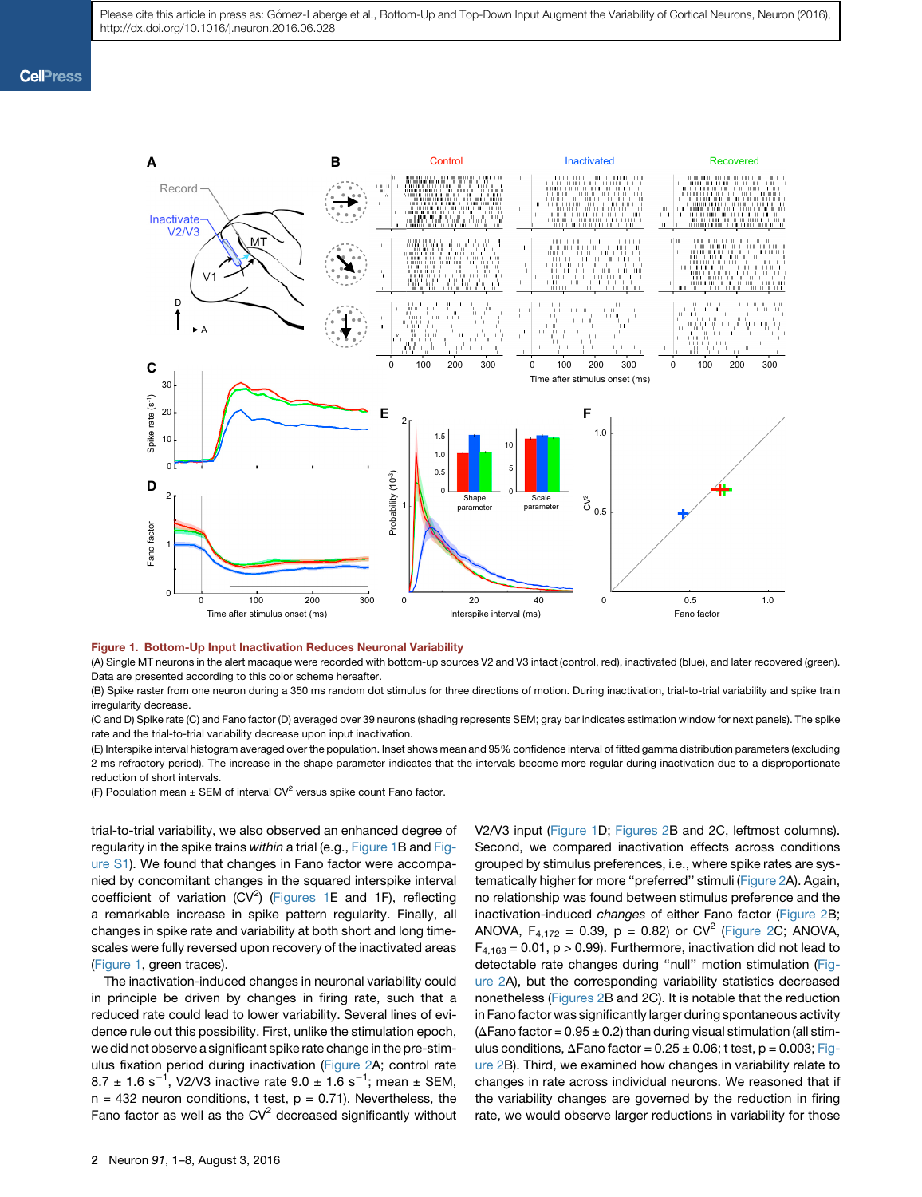**Figure 1. Bottom-Up Input Inactivation Reduces Neuronal Variability**

(A) Single MT neurons in the alert macaque were recorded with bottom-up sources V2 and V3 intact (control, red), inactivated (blue), and later recovered (green). Data are presented according to this color scheme hereafter.

(B) Spike raster from one neuron during a 350 ms random dot stimulus for three directions of motion. During inactivation, trial-to-trial variability and spike train irregularity decrease.

(C and D) Spike rate (C) and Fano factor (D) averaged over 39 neurons (shading represents SEM; gray bar indicates estimation window for next panels). The spike rate and the trial-to-trial variability decrease upon input inactivation.

(E) Interspike interval histogram averaged over the population. Inset shows mean and 95% confidence interval of fitted gamma distribution parameters (excluding 2 ms refractory period). The increase in the shape parameter indicates that the intervals become more regular during inactivation due to a disproportionate reduction of short intervals.

(F) Population mean ± SEM of interval $CV^2$ versus spike count Fano factor.

trial-to-trial variability, we also observed an enhanced degree of regularity in the spike trains *within* a trial (e.g., Figure 1B and Figure S1). We found that changes in Fano factor were accompanied by concomitant changes in the squared interspike interval coefficient of variation ($CV^2$) (Figures 1E and 1F), reflecting a remarkable increase in spike pattern regularity. Finally, all changes in spike rate and variability at both short and long timescales were fully reversed upon recovery of the inactivated areas (Figure 1, green traces).

The inactivation-induced changes in neuronal variability could in principle be driven by changes in firing rate, such that a reduced rate could lead to lower variability. Several lines of evidence rule out this possibility. First, unlike the stimulation epoch, we did not observe a significant spike rate change in the pre-stimulus fixation period during inactivation (Figure 2A; control rate 8.7 ± 1.6 $s^{-1}$, V2/V3 inactive rate 9.0 ± 1.6 $s^{-1}$; mean ± SEM, n = 432 neuron conditions, t test, p = 0.71). Nevertheless, the Fano factor as well as the $CV^2$ decreased significantly without V2/V3 input (Figure 1D; Figures 2B and 2C, leftmost columns). Second, we compared inactivation effects across conditions grouped by stimulus preferences, i.e., where spike rates are systematically higher for more "preferred" stimuli (Figure 2A). Again, no relationship was found between stimulus preference and the inactivation-induced *changes* of either Fano factor (Figure 2B; ANOVA, $F_{4,172}$ = 0.39, p = 0.82) or $CV^2$ (Figure 2C; ANOVA, $F_{4,163}$ = 0.01, p > 0.99). Furthermore, inactivation did not lead to detectable rate changes during "null" motion stimulation (Figure 2A), but the corresponding variability statistics decreased nonetheless (Figures 2B and 2C). It is notable that the reduction in Fano factor was significantly larger during spontaneous activity (ΔFano factor = 0.95 ± 0.2) than during visual stimulation (all stimulus conditions, ΔFano factor = 0.25 ± 0.06; t test, p = 0.003; Figure 2B). Third, we examined how changes in variability relate to changes in rate across individual neurons. We reasoned that if the variability changes are governed by the reduction in firing rate, we would observe larger reductions in variability for those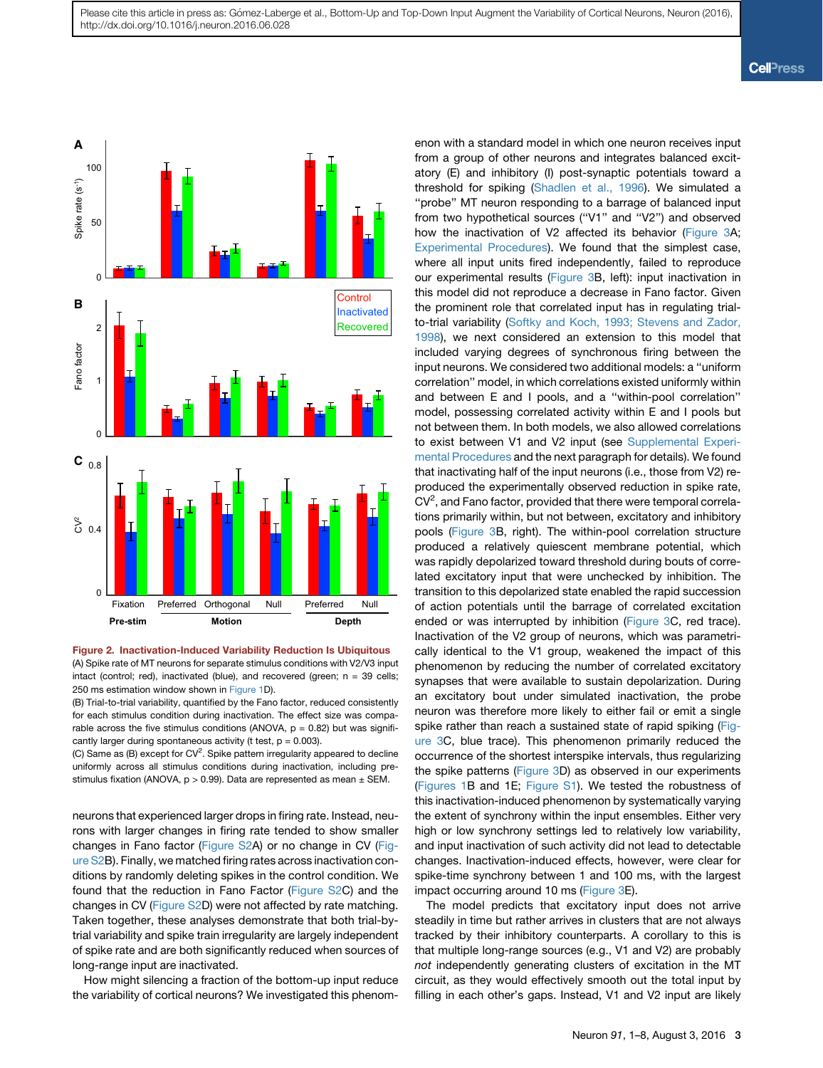Figure 2. Inactivation-Induced Variability Reduction Is Ubiquitous

(A) Spike rate of MT neurons for separate stimulus conditions with V2/V3 input intact (control; red), inactivated (blue), and recovered (green; n = 39 cells; 250 ms estimation window shown in Figure 1D).

(B) Trial-to-trial variability, quantified by the Fano factor, reduced consistently for each stimulus condition during inactivation. The effect size was comparable across the five stimulus conditions (ANOVA, p = 0.82) but was significantly larger during spontaneous activity (t test, p = 0.003).

(C) Same as (B) except for $CV^2$. Spike pattern irregularity appeared to decline uniformly across all stimulus conditions during inactivation, including pre-stimulus fixation (ANOVA, p > 0.99). Data are represented as mean ± SEM.

neurons that experienced larger drops in firing rate. Instead, neurons with larger changes in firing rate tended to show smaller changes in Fano factor (Figure S2A) or no change in CV (Figure S2B). Finally, we matched firing rates across inactivation conditions by randomly deleting spikes in the control condition. We found that the reduction in Fano Factor (Figure S2C) and the changes in CV (Figure S2D) were not affected by rate matching. Taken together, these analyses demonstrate that both trial-by-trial variability and spike train irregularity are largely independent of spike rate and are both significantly reduced when sources of long-range input are inactivated.

How might silencing a fraction of the bottom-up input reduce the variability of cortical neurons? We investigated this phenomenon with a standard model in which one neuron receives input from a group of other neurons and integrates balanced excitatory (E) and inhibitory (I) post-synaptic potentials toward a threshold for spiking (Shadlen et al., 1996). We simulated a "probe" MT neuron responding to a barrage of balanced input from two hypothetical sources ("V1" and "V2") and observed how the inactivation of V2 affected its behavior (Figure 3A; Experimental Procedures). We found that the simplest case, where all input units fired independently, failed to reproduce our experimental results (Figure 3B, left): input inactivation in this model did not reproduce a decrease in Fano factor. Given the prominent role that correlated input has in regulating trial-to-trial variability (Softky and Koch, 1993; Stevens and Zador, 1998), we next considered an extension to this model that included varying degrees of synchronous firing between the input neurons. We considered two additional models: a "uniform correlation" model, in which correlations existed uniformly within and between E and I pools, and a "within-pool correlation" model, possessing correlated activity within E and I pools but not between them. In both models, we also allowed correlations to exist between V1 and V2 input (see Supplemental Experimental Procedures and the next paragraph for details). We found that inactivating half of the input neurons (i.e., those from V2) reproduced the experimentally observed reduction in spike rate, $CV^2$, and Fano factor, provided that there were temporal correlations primarily within, but not between, excitatory and inhibitory pools (Figure 3B, right). The within-pool correlation structure produced a relatively quiescent membrane potential, which was rapidly depolarized toward threshold during bouts of correlated excitatory input that were unchecked by inhibition. The transition to this depolarized state enabled the rapid succession of action potentials until the barrage of correlated excitation ended or was interrupted by inhibition (Figure 3C, red trace). Inactivation of the V2 group of neurons, which was parametrically identical to the V1 group, weakened the impact of this phenomenon by reducing the number of correlated excitatory synapses that were available to sustain depolarization. During an excitatory bout under simulated inactivation, the probe neuron was therefore more likely to either fail or emit a single spike rather than reach a sustained state of rapid spiking (Figure 3C, blue trace). This phenomenon primarily reduced the occurrence of the shortest interspike intervals, thus regularizing the spike patterns (Figure 3D) as observed in our experiments (Figures 1B and 1E; Figure S1). We tested the robustness of this inactivation-induced phenomenon by systematically varying the extent of synchrony within the input ensembles. Either very high or low synchrony settings led to relatively low variability, and input inactivation of such activity did not lead to detectable changes. Inactivation-induced effects, however, were clear for spike-time synchrony between 1 and 100 ms, with the largest impact occurring around 10 ms (Figure 3E).

The model predicts that excitatory input does not arrive steadily in time but rather arrives in clusters that are not always tracked by their inhibitory counterparts. A corollary to this is that multiple long-range sources (e.g., V1 and V2) are probably *not* independently generating clusters of excitation in the MT circuit, as they would effectively smooth out the total input by filling in each other's gaps. Instead, V1 and V2 input are likely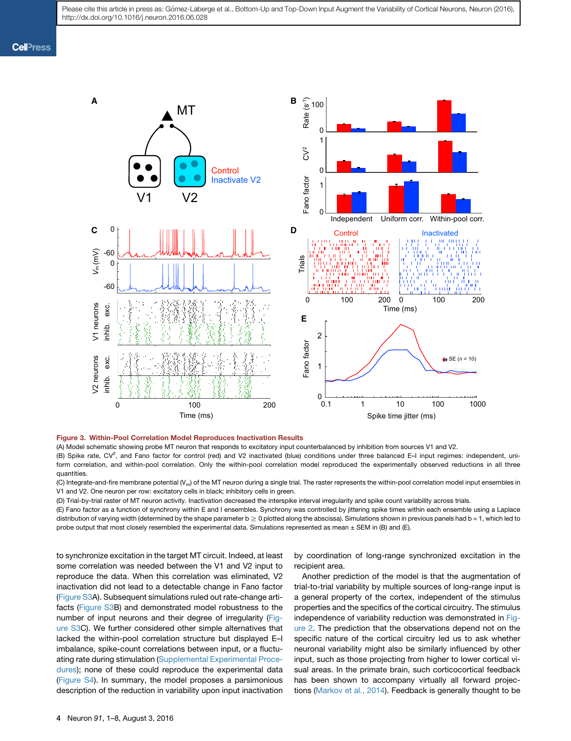**Figure 3. Within-Pool Correlation Model Reproduces Inactivation Results**

(A) Model schematic showing probe MT neuron that responds to excitatory input counterbalanced by inhibition from sources V1 and V2.

(B) Spike rate, $CV^2$, and Fano factor for control (red) and V2 inactivated (blue) conditions under three balanced E–I input regimes: independent, uniform correlation, and within-pool correlation. Only the within-pool correlation model reproduced the experimentally observed reductions in all three quantities.

(C) Integrate-and-fire membrane potential ($V_m$) of the MT neuron during a single trial. The raster represents the within-pool correlation model input ensembles in V1 and V2. One neuron per row: excitatory cells in black; inhibitory cells in green.

(D) Trial-by-trial raster of MT neuron activity. Inactivation decreased the interspike interval irregularity and spike count variability across trials.

(E) Fano factor as a function of synchrony within E and I ensembles. Synchrony was controlled by jittering spike times within each ensemble using a Laplace distribution of varying width (determined by the shape parameter $b \geq 0$ plotted along the abscissa). Simulations shown in previous panels had $b = 1$, which led to probe output that most closely resembled the experimental data. Simulations represented as mean ± SEM in (B) and (E).

to synchronize excitation in the target MT circuit. Indeed, at least some correlation was needed between the V1 and V2 input to reproduce the data. When this correlation was eliminated, V2 inactivation did not lead to a detectable change in Fano factor (Figure S3A). Subsequent simulations ruled out rate-change artifacts (Figure S3B) and demonstrated model robustness to the number of input neurons and their degree of irregularity (Figure S3C). We further considered other simple alternatives that lacked the within-pool correlation structure but displayed E–I imbalance, spike-count correlations between input, or a fluctuating rate during stimulation (Supplemental Experimental Procedures); none of these could reproduce the experimental data (Figure S4). In summary, the model proposes a parsimonious description of the reduction in variability upon input inactivation by coordination of long-range synchronized excitation in the recipient area.

Another prediction of the model is that the augmentation of trial-to-trial variability by multiple sources of long-range input is a general property of the cortex, independent of the stimulus properties and the specifics of the cortical circuitry. The stimulus independence of variability reduction was demonstrated in Figure 2. The prediction that the observations depend not on the specific nature of the cortical circuitry led us to ask whether neuronal variability might also be similarly influenced by other input, such as those projecting from higher to lower cortical visual areas. In the primate brain, such corticocortical feedback has been shown to accompany virtually all forward projections (Markov et al., 2014). Feedback is generally thought to be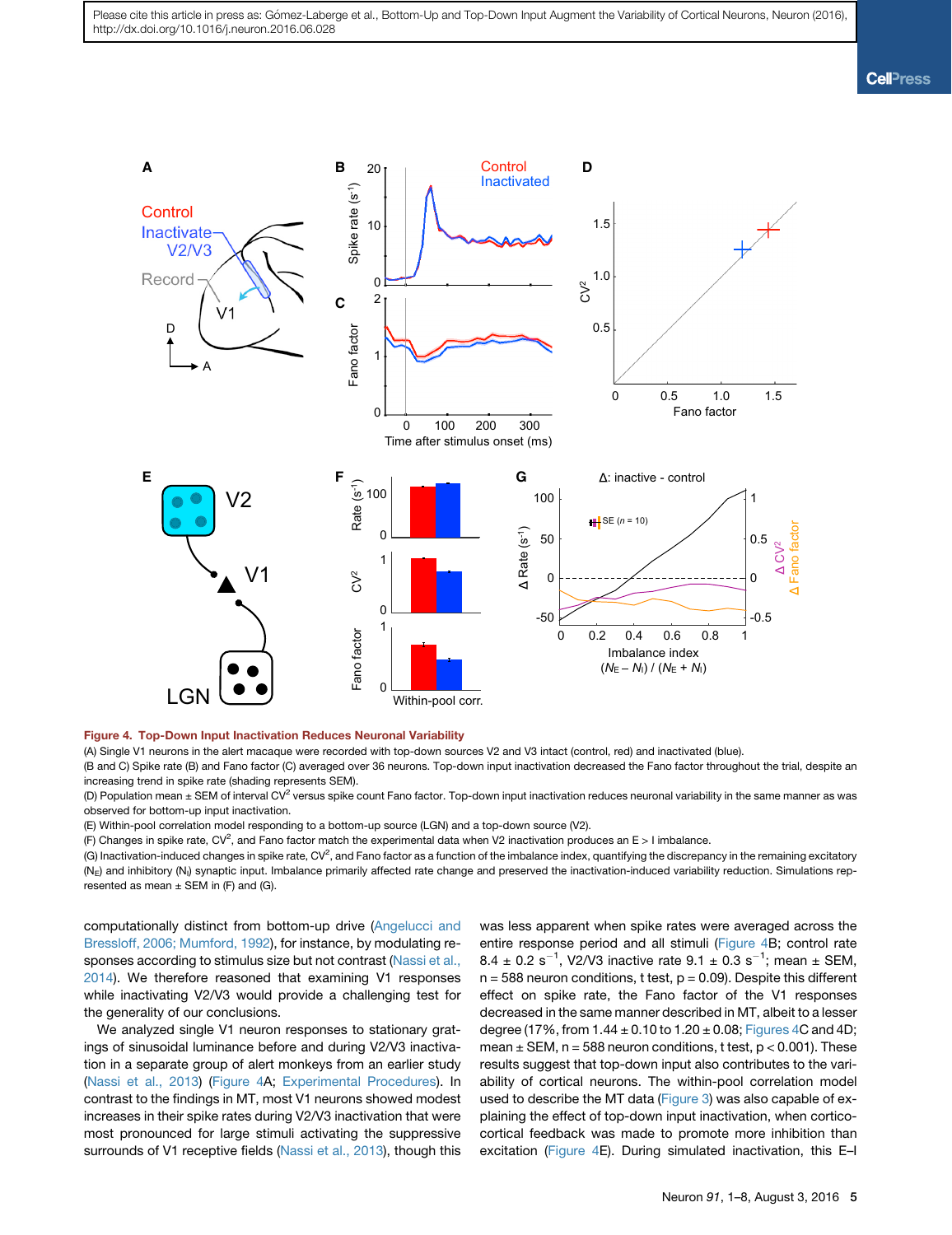**Figure 4. Top-Down Input Inactivation Reduces Neuronal Variability**

(A) Single V1 neurons in the alert macaque were recorded with top-down sources V2 and V3 intact (control, red) and inactivated (blue).

(B and C) Spike rate (B) and Fano factor (C) averaged over 36 neurons. Top-down input inactivation decreased the Fano factor throughout the trial, despite an increasing trend in spike rate (shading represents SEM).

(D) Population mean ± SEM of interval $CV^2$ versus spike count Fano factor. Top-down input inactivation reduces neuronal variability in the same manner as was observed for bottom-up input inactivation.

(E) Within-pool correlation model responding to a bottom-up source (LGN) and a top-down source (V2).

(F) Changes in spike rate, $CV^2$, and Fano factor match the experimental data when V2 inactivation produces an E > I imbalance.

(G) Inactivation-induced changes in spike rate, $CV^2$, and Fano factor as a function of the imbalance index, quantifying the discrepancy in the remaining excitatory ($N_E$) and inhibitory ($N_I$) synaptic input. Imbalance primarily affected rate change and preserved the inactivation-induced variability reduction. Simulations represented as mean ± SEM in (F) and (G).

computationally distinct from bottom-up drive (Angelucci and Bressloff, 2006; Mumford, 1992), for instance, by modulating responses according to stimulus size but not contrast (Nassi et al., 2014). We therefore reasoned that examining V1 responses while inactivating V2/V3 would provide a challenging test for the generality of our conclusions.

We analyzed single V1 neuron responses to stationary gratings of sinusoidal luminance before and during V2/V3 inactivation in a separate group of alert monkeys from an earlier study (Nassi et al., 2013) (Figure 4A; Experimental Procedures). In contrast to the findings in MT, most V1 neurons showed modest increases in their spike rates during V2/V3 inactivation that were most pronounced for large stimuli activating the suppressive surrounds of V1 receptive fields (Nassi et al., 2013), though this was less apparent when spike rates were averaged across the entire response period and all stimuli (Figure 4B; control rate 8.4 ± 0.2 $s^{-1}$, V2/V3 inactive rate 9.1 ± 0.3 $s^{-1}$; mean ± SEM, n = 588 neuron conditions, t test, $p = 0.09$). Despite this different effect on spike rate, the Fano factor of the V1 responses decreased in the same manner described in MT, albeit to a lesser degree (17%, from 1.44 ± 0.10 to 1.20 ± 0.08; Figures 4C and 4D; mean ± SEM, n = 588 neuron conditions, t test, $p < 0.001$). These results suggest that top-down input also contributes to the variability of cortical neurons. The within-pool correlation model used to describe the MT data (Figure 3) was also capable of explaining the effect of top-down input inactivation, when corticocortical feedback was made to promote more inhibition than excitation (Figure 4E). During simulated inactivation, this E–I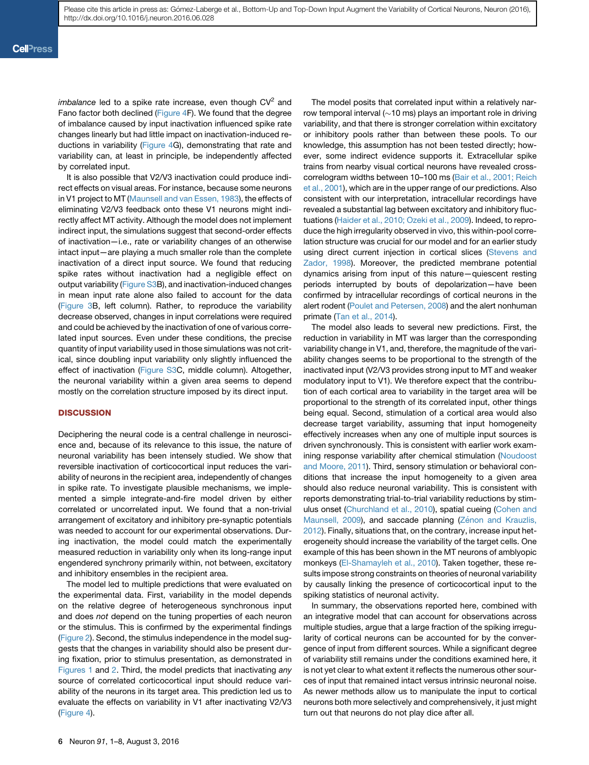*imbalance* led to a spike rate increase, even though $CV^2$ and Fano factor both declined (Figure 4F). We found that the degree of imbalance caused by input inactivation influenced spike rate changes linearly but had little impact on inactivation-induced reductions in variability (Figure 4G), demonstrating that rate and variability can, at least in principle, be independently affected by correlated input.

It is also possible that V2/V3 inactivation could produce indirect effects on visual areas. For instance, because some neurons in V1 project to MT (Maunsell and van Essen, 1983), the effects of eliminating V2/V3 feedback onto these V1 neurons might indirectly affect MT activity. Although the model does not implement indirect input, the simulations suggest that second-order effects of inactivation—i.e., rate or variability changes of an otherwise intact input—are playing a much smaller role than the complete inactivation of a direct input source. We found that reducing spike rates without inactivation had a negligible effect on output variability (Figure S3B), and inactivation-induced changes in mean input rate alone also failed to account for the data (Figure 3B, left column). Rather, to reproduce the variability decrease observed, changes in input correlations were required and could be achieved by the inactivation of one of various correlated input sources. Even under these conditions, the precise quantity of input variability used in those simulations was not critical, since doubling input variability only slightly influenced the effect of inactivation (Figure S3C, middle column). Altogether, the neuronal variability within a given area seems to depend mostly on the correlation structure imposed by its direct input.

## DISCUSSION

Deciphering the neural code is a central challenge in neuroscience and, because of its relevance to this issue, the nature of neuronal variability has been intensely studied. We show that reversible inactivation of corticocortical input reduces the variability of neurons in the recipient area, independently of changes in spike rate. To investigate plausible mechanisms, we implemented a simple integrate-and-fire model driven by either correlated or uncorrelated input. We found that a non-trivial arrangement of excitatory and inhibitory pre-synaptic potentials was needed to account for our experimental observations. During inactivation, the model could match the experimentally measured reduction in variability only when its long-range input engendered synchrony primarily within, not between, excitatory and inhibitory ensembles in the recipient area.

The model led to multiple predictions that were evaluated on the experimental data. First, variability in the model depends on the relative degree of heterogeneous synchronous input and does *not* depend on the tuning properties of each neuron or the stimulus. This is confirmed by the experimental findings (Figure 2). Second, the stimulus independence in the model suggests that the changes in variability should also be present during fixation, prior to stimulus presentation, as demonstrated in Figures 1 and 2. Third, the model predicts that inactivating *any* source of correlated corticocortical input should reduce variability of the neurons in its target area. This prediction led us to evaluate the effects on variability in V1 after inactivating V2/V3 (Figure 4).

The model posits that correlated input within a relatively narrow temporal interval (~10 ms) plays an important role in driving variability, and that there is stronger correlation within excitatory or inhibitory pools rather than between these pools. To our knowledge, this assumption has not been tested directly; however, some indirect evidence supports it. Extracellular spike trains from nearby visual cortical neurons have revealed cross-correlogram widths between 10–100 ms (Bair et al., 2001; Reich et al., 2001), which are in the upper range of our predictions. Also consistent with our interpretation, intracellular recordings have revealed a substantial lag between excitatory and inhibitory fluctuations (Haider et al., 2010; Ozeki et al., 2009). Indeed, to reproduce the high irregularity observed in vivo, this within-pool correlation structure was crucial for our model and for an earlier study using direct current injection in cortical slices (Stevens and Zador, 1998). Moreover, the predicted membrane potential dynamics arising from input of this nature—quiescent resting periods interrupted by bouts of depolarization—have been confirmed by intracellular recordings of cortical neurons in the alert rodent (Poulet and Petersen, 2008) and the alert nonhuman primate (Tan et al., 2014).

The model also leads to several new predictions. First, the reduction in variability in MT was larger than the corresponding variability change in V1, and, therefore, the magnitude of the variability changes seems to be proportional to the strength of the inactivated input (V2/V3 provides strong input to MT and weaker modulatory input to V1). We therefore expect that the contribution of each cortical area to variability in the target area will be proportional to the strength of its correlated input, other things being equal. Second, stimulation of a cortical area would also decrease target variability, assuming that input homogeneity effectively increases when any one of multiple input sources is driven synchronously. This is consistent with earlier work examining response variability after chemical stimulation (Noudoost and Moore, 2011). Third, sensory stimulation or behavioral conditions that increase the input homogeneity to a given area should also reduce neuronal variability. This is consistent with reports demonstrating trial-to-trial variability reductions by stimulus onset (Churchland et al., 2010), spatial cueing (Cohen and Maunsell, 2009), and saccade planning (Zénon and Krauzlis, 2012). Finally, situations that, on the contrary, increase input heterogeneity should increase the variability of the target cells. One example of this has been shown in the MT neurons of amblyopic monkeys (El-Shamayleh et al., 2010). Taken together, these results impose strong constraints on theories of neuronal variability by causally linking the presence of corticocortical input to the spiking statistics of neuronal activity.

In summary, the observations reported here, combined with an integrative model that can account for observations across multiple studies, argue that a large fraction of the spiking irregularity of cortical neurons can be accounted for by the convergence of input from different sources. While a significant degree of variability still remains under the conditions examined here, it is not yet clear to what extent it reflects the numerous other sources of input that remained intact versus intrinsic neuronal noise. As newer methods allow us to manipulate the input to cortical neurons both more selectively and comprehensively, it just might turn out that neurons do not play dice after all.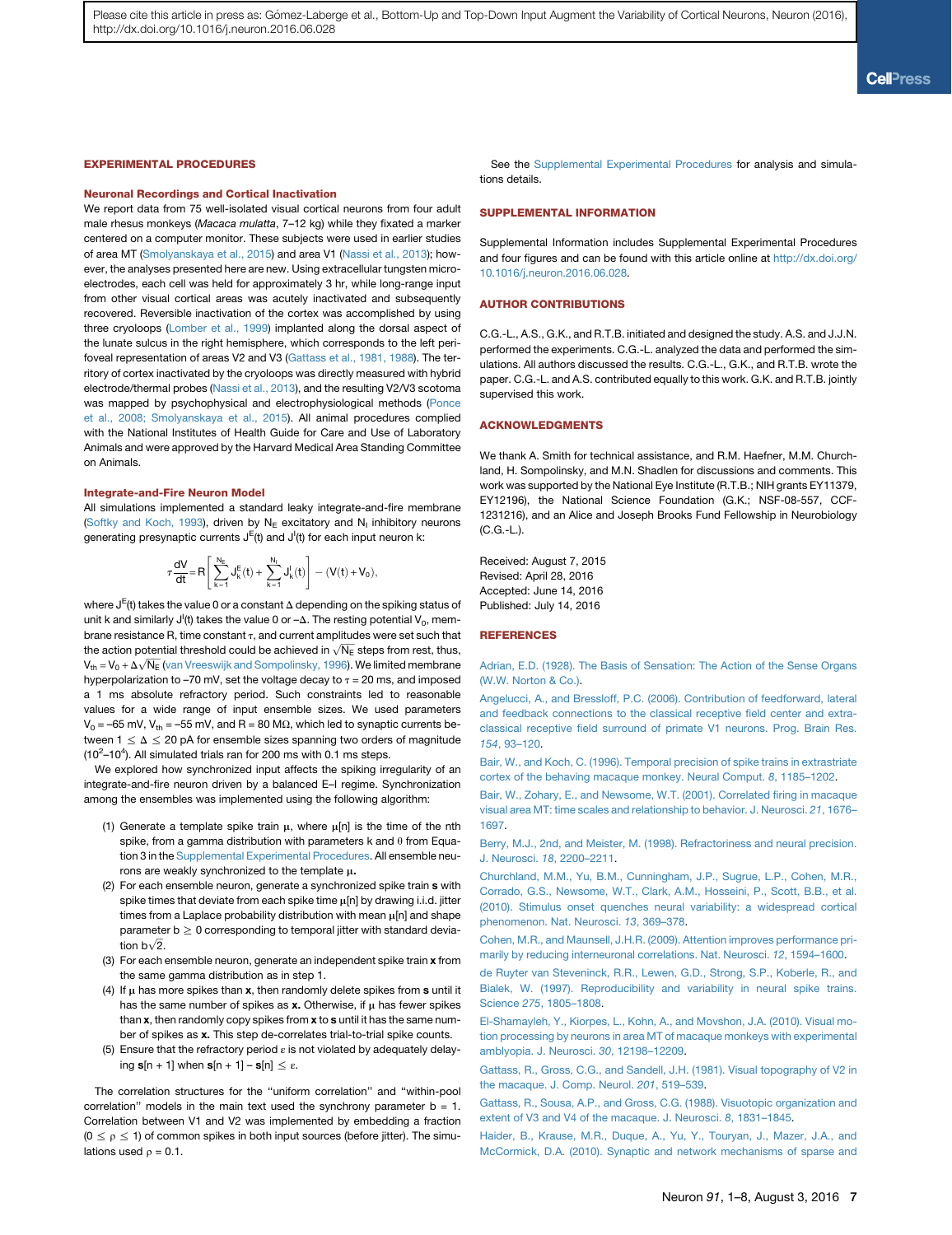## EXPERIMENTAL PROCEDURES

### Neuronal Recordings and Cortical Inactivation

We report data from 75 well-isolated visual cortical neurons from four adult male rhesus monkeys (*Macaca mulatta*, 7–12 kg) while they fixated a marker centered on a computer monitor. These subjects were used in earlier studies of area MT (Smolyanskaya et al., 2015) and area V1 (Nassi et al., 2013); however, the analyses presented here are new. Using extracellular tungsten microelectrodes, each cell was held for approximately 3 hr, while long-range input from other visual cortical areas was acutely inactivated and subsequently recovered. Reversible inactivation of the cortex was accomplished by using three cryoloops (Lomber et al., 1999) implanted along the dorsal aspect of the lunate sulcus in the right hemisphere, which corresponds to the left perifoveal representation of areas V2 and V3 (Gattass et al., 1981, 1988). The territory of cortex inactivated by the cryoloops was directly measured with hybrid electrode/thermal probes (Nassi et al., 2013), and the resulting V2/V3 scotoma was mapped by psychophysical and electrophysiological methods (Ponce et al., 2008; Smolyanskaya et al., 2015). All animal procedures complied with the National Institutes of Health Guide for Care and Use of Laboratory Animals and were approved by the Harvard Medical Area Standing Committee on Animals.

### Integrate-and-Fire Neuron Model

All simulations implemented a standard leaky integrate-and-fire membrane (Softky and Koch, 1993), driven by $N_E$ excitatory and $N_I$ inhibitory neurons generating presynaptic currents $J^E(t)$ and $J^I(t)$ for each input neuron k:

$$\tau\frac{dV}{dt} = R\left[\sum_{k=1}^{N_E} J_k^E(t) + \sum_{k=1}^{N_I} J_k^I(t)\right] - (V(t) + V_0),$$

where $J^E(t)$ takes the value 0 or a constant $\Delta$ depending on the spiking status of unit k and similarly $J^I(t)$ takes the value 0 or $-\Delta$. The resting potential $V_0$, membrane resistance R, time constant $\tau$, and current amplitudes were set such that the action potential threshold could be achieved in $\sqrt{N_E}$ steps from rest, thus, $V_{th} = V_0 + \Delta\sqrt{N_E}$ (van Vreeswijk and Sompolinsky, 1996). We limited membrane hyperpolarization to −70 mV, set the voltage decay to $\tau$ = 20 ms, and imposed a 1 ms absolute refractory period. Such constraints led to reasonable values for a wide range of input ensemble sizes. We used parameters $V_0$ = −65 mV, $V_{th}$ = −55 mV, and R = 80 MΩ, which led to synaptic currents between $1 \leq \Delta \leq 20$ pA for ensemble sizes spanning two orders of magnitude ($10^2$–$10^4$). All simulated trials ran for 200 ms with 0.1 ms steps.

We explored how synchronized input affects the spiking irregularity of an integrate-and-fire neuron driven by a balanced E–I regime. Synchronization among the ensembles was implemented using the following algorithm:

1. Generate a template spike train $\mu$, where $\mu[n]$ is the time of the nth spike, from a gamma distribution with parameters k and $\theta$ from Equation 3 in the Supplemental Experimental Procedures. All ensemble neurons are weakly synchronized to the template $\mu$.
2. For each ensemble neuron, generate a synchronized spike train **s** with spike times that deviate from each spike time $\mu[n]$ by drawing i.i.d. jitter times from a Laplace probability distribution with mean $\mu[n]$ and shape parameter $b \geq 0$ corresponding to temporal jitter with standard deviation $b\sqrt{2}$.
3. For each ensemble neuron, generate an independent spike train **x** from the same gamma distribution as in step 1.
4. If $\mu$ has more spikes than **x**, then randomly delete spikes from **s** until it has the same number of spikes as **x**. Otherwise, if $\mu$ has fewer spikes than **x**, then randomly copy spikes from **x** to **s** until it has the same number of spikes as **x**. This step de-correlates trial-to-trial spike counts.
5. Ensure that the refractory period $\varepsilon$ is not violated by adequately delaying **s**$[n+1]$ when **s**$[n+1]$ − **s**$[n] \leq \varepsilon$.

The correlation structures for the "uniform correlation" and "within-pool correlation" models in the main text used the synchrony parameter b = 1. Correlation between V1 and V2 was implemented by embedding a fraction ($0 \leq \rho \leq 1$) of common spikes in both input sources (before jitter). The simulations used $\rho$ = 0.1.

See the Supplemental Experimental Procedures for analysis and simulations details.

## SUPPLEMENTAL INFORMATION

Supplemental Information includes Supplemental Experimental Procedures and four figures and can be found with this article online at http://dx.doi.org/10.1016/j.neuron.2016.06.028.

## AUTHOR CONTRIBUTIONS

C.G.-L., A.S., G.K., and R.T.B. initiated and designed the study. A.S. and J.J.N. performed the experiments. C.G.-L. analyzed the data and performed the simulations. All authors discussed the results. C.G.-L., G.K., and R.T.B. wrote the paper. C.G.-L. and A.S. contributed equally to this work. G.K. and R.T.B. jointly supervised this work.

## ACKNOWLEDGMENTS

We thank A. Smith for technical assistance, and R.M. Haefner, M.M. Churchland, H. Sompolinsky, and M.N. Shadlen for discussions and comments. This work was supported by the National Eye Institute (R.T.B.; NIH grants EY11379, EY12196), the National Science Foundation (G.K.; NSF-08-557, CCF-1231216), and an Alice and Joseph Brooks Fund Fellowship in Neurobiology (C.G.-L.).

Received: August 7, 2015
Revised: April 28, 2016
Accepted: June 14, 2016
Published: July 14, 2016

## REFERENCES

Adrian, E.D. (1928). The Basis of Sensation: The Action of the Sense Organs (W.W. Norton & Co.).

Angelucci, A., and Bressloff, P.C. (2006). Contribution of feedforward, lateral and feedback connections to the classical receptive field center and extra-classical receptive field surround of primate V1 neurons. Prog. Brain Res. *154*, 93–120.

Bair, W., and Koch, C. (1996). Temporal precision of spike trains in extrastriate cortex of the behaving macaque monkey. Neural Comput. *8*, 1185–1202.

Bair, W., Zohary, E., and Newsome, W.T. (2001). Correlated firing in macaque visual area MT: time scales and relationship to behavior. J. Neurosci. *21*, 1676–1697.

Berry, M.J., 2nd, and Meister, M. (1998). Refractoriness and neural precision. J. Neurosci. *18*, 2200–2211.

Churchland, M.M., Yu, B.M., Cunningham, J.P., Sugrue, L.P., Cohen, M.R., Corrado, G.S., Newsome, W.T., Clark, A.M., Hosseini, P., Scott, B.B., et al. (2010). Stimulus onset quenches neural variability: a widespread cortical phenomenon. Nat. Neurosci. *13*, 369–378.

Cohen, M.R., and Maunsell, J.H.R. (2009). Attention improves performance primarily by reducing interneuronal correlations. Nat. Neurosci. *12*, 1594–1600.

de Ruyter van Steveninck, R.R., Lewen, G.D., Strong, S.P., Koberle, R., and Bialek, W. (1997). Reproducibility and variability in neural spike trains. Science *275*, 1805–1808.

El-Shamayleh, Y., Kiorpes, L., Kohn, A., and Movshon, J.A. (2010). Visual motion processing by neurons in area MT of macaque monkeys with experimental amblyopia. J. Neurosci. *30*, 12198–12209.

Gattass, R., Gross, C.G., and Sandell, J.H. (1981). Visual topography of V2 in the macaque. J. Comp. Neurol. *201*, 519–539.

Gattass, R., Sousa, A.P., and Gross, C.G. (1988). Visuotopic organization and extent of V3 and V4 of the macaque. J. Neurosci. *8*, 1831–1845.

Haider, B., Krause, M.R., Duque, A., Yu, Y., Touryan, J., Mazer, J.A., and McCormick, D.A. (2010). Synaptic and network mechanisms of sparse and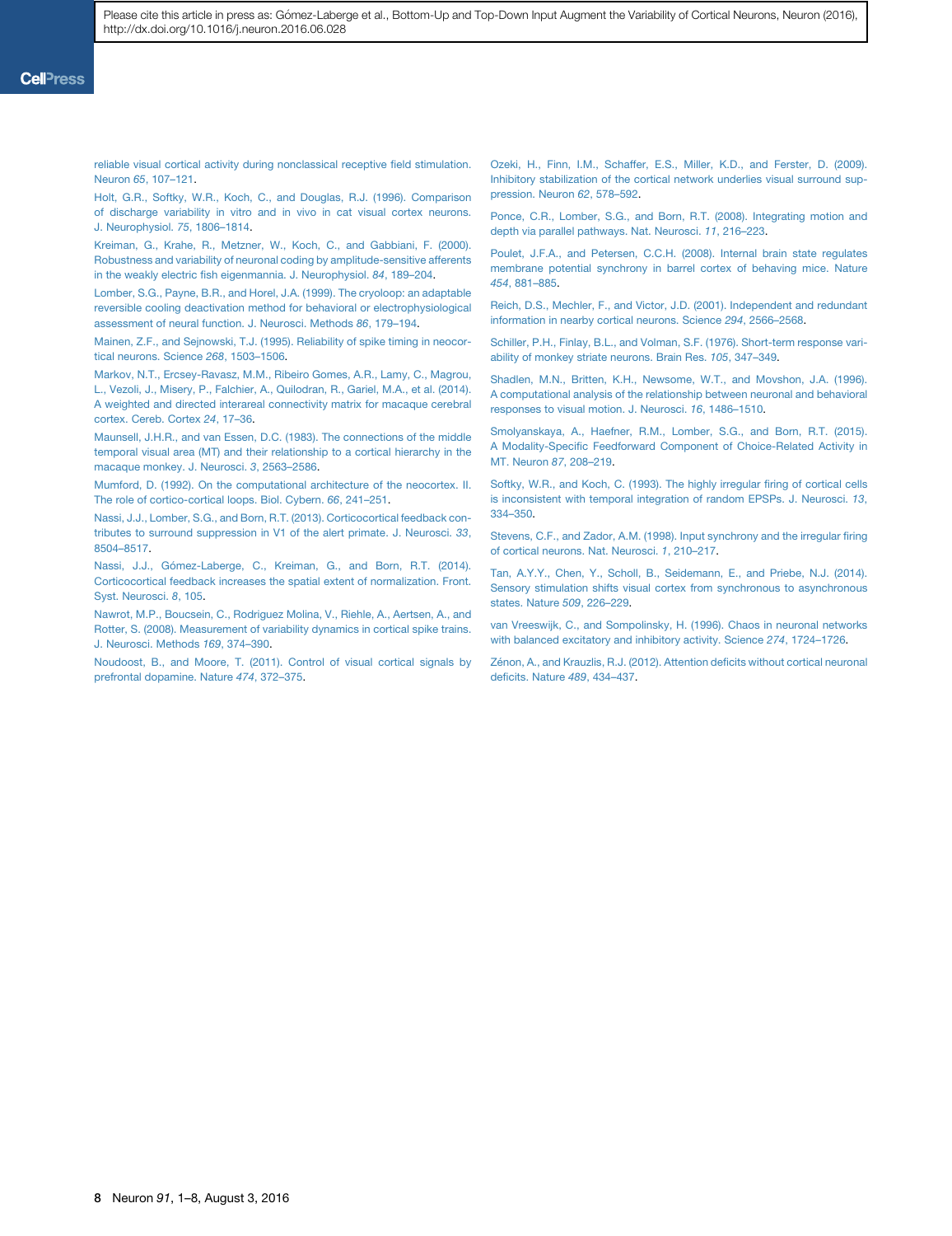reliable visual cortical activity during nonclassical receptive field stimulation. Neuron *65*, 107–121.

Holt, G.R., Softky, W.R., Koch, C., and Douglas, R.J. (1996). Comparison of discharge variability in vitro and in vivo in cat visual cortex neurons. J. Neurophysiol. *75*, 1806–1814.

Kreiman, G., Krahe, R., Metzner, W., Koch, C., and Gabbiani, F. (2000). Robustness and variability of neuronal coding by amplitude-sensitive afferents in the weakly electric fish eigenmannia. J. Neurophysiol. *84*, 189–204.

Lomber, S.G., Payne, B.R., and Horel, J.A. (1999). The cryoloop: an adaptable reversible cooling deactivation method for behavioral or electrophysiological assessment of neural function. J. Neurosci. Methods *86*, 179–194.

Mainen, Z.F., and Sejnowski, T.J. (1995). Reliability of spike timing in neocortical neurons. Science *268*, 1503–1506.

Markov, N.T., Ercsey-Ravasz, M.M., Ribeiro Gomes, A.R., Lamy, C., Magrou, L., Vezoli, J., Misery, P., Falchier, A., Quilodran, R., Gariel, M.A., et al. (2014). A weighted and directed interareal connectivity matrix for macaque cerebral cortex. Cereb. Cortex *24*, 17–36.

Maunsell, J.H.R., and van Essen, D.C. (1983). The connections of the middle temporal visual area (MT) and their relationship to a cortical hierarchy in the macaque monkey. J. Neurosci. *3*, 2563–2586.

Mumford, D. (1992). On the computational architecture of the neocortex. II. The role of cortico-cortical loops. Biol. Cybern. *66*, 241–251.

Nassi, J.J., Lomber, S.G., and Born, R.T. (2013). Corticocortical feedback contributes to surround suppression in V1 of the alert primate. J. Neurosci. *33*, 8504–8517.

Nassi, J.J., Gómez-Laberge, C., Kreiman, G., and Born, R.T. (2014). Corticocortical feedback increases the spatial extent of normalization. Front. Syst. Neurosci. *8*, 105.

Nawrot, M.P., Boucsein, C., Rodriguez Molina, V., Riehle, A., Aertsen, A., and Rotter, S. (2008). Measurement of variability dynamics in cortical spike trains. J. Neurosci. Methods *169*, 374–390.

Noudoost, B., and Moore, T. (2011). Control of visual cortical signals by prefrontal dopamine. Nature *474*, 372–375.

Ozeki, H., Finn, I.M., Schaffer, E.S., Miller, K.D., and Ferster, D. (2009). Inhibitory stabilization of the cortical network underlies visual surround suppression. Neuron *62*, 578–592.

Ponce, C.R., Lomber, S.G., and Born, R.T. (2008). Integrating motion and depth via parallel pathways. Nat. Neurosci. *11*, 216–223.

Poulet, J.F.A., and Petersen, C.C.H. (2008). Internal brain state regulates membrane potential synchrony in barrel cortex of behaving mice. Nature *454*, 881–885.

Reich, D.S., Mechler, F., and Victor, J.D. (2001). Independent and redundant information in nearby cortical neurons. Science *294*, 2566–2568.

Schiller, P.H., Finlay, B.L., and Volman, S.F. (1976). Short-term response variability of monkey striate neurons. Brain Res. *105*, 347–349.

Shadlen, M.N., Britten, K.H., Newsome, W.T., and Movshon, J.A. (1996). A computational analysis of the relationship between neuronal and behavioral responses to visual motion. J. Neurosci. *16*, 1486–1510.

Smolyanskaya, A., Haefner, R.M., Lomber, S.G., and Born, R.T. (2015). A Modality-Specific Feedforward Component of Choice-Related Activity in MT. Neuron *87*, 208–219.

Softky, W.R., and Koch, C. (1993). The highly irregular firing of cortical cells is inconsistent with temporal integration of random EPSPs. J. Neurosci. *13*, 334–350.

Stevens, C.F., and Zador, A.M. (1998). Input synchrony and the irregular firing of cortical neurons. Nat. Neurosci. *1*, 210–217.

Tan, A.Y.Y., Chen, Y., Scholl, B., Seidemann, E., and Priebe, N.J. (2014). Sensory stimulation shifts visual cortex from synchronous to asynchronous states. Nature *509*, 226–229.

van Vreeswijk, C., and Sompolinsky, H. (1996). Chaos in neuronal networks with balanced excitatory and inhibitory activity. Science *274*, 1724–1726.

Zénon, A., and Krauzlis, R.J. (2012). Attention deficits without cortical neuronal deficits. Nature *489*, 434–437.